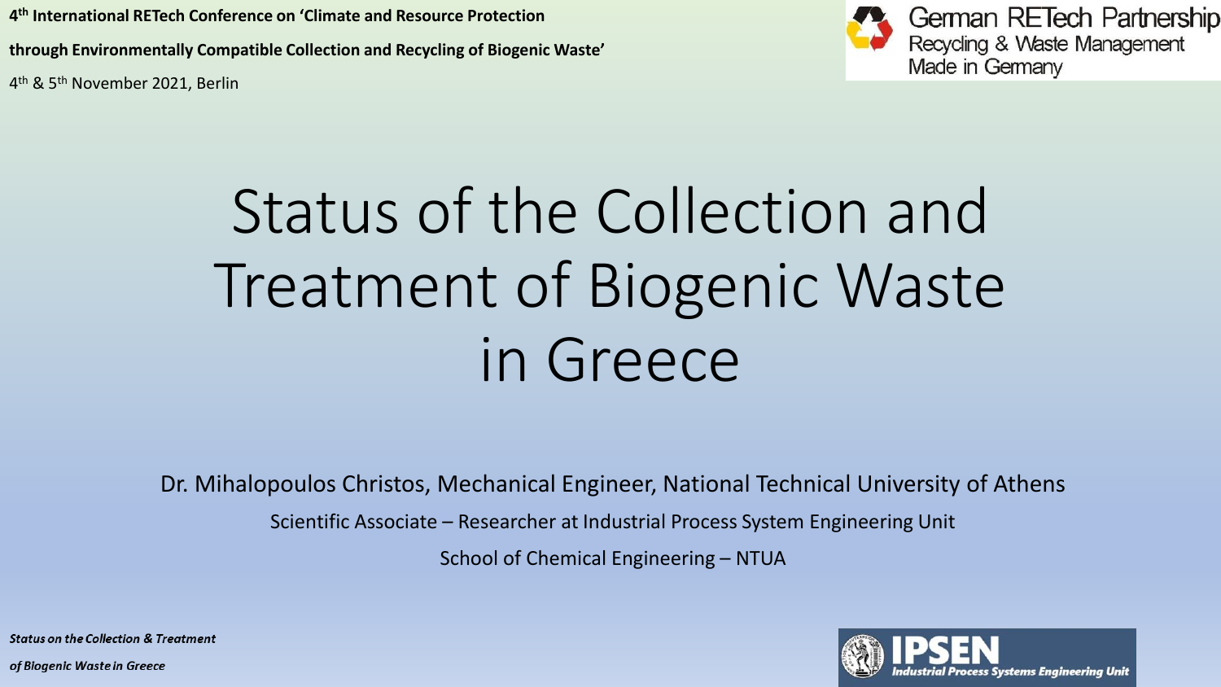4th International RETech Conference on 'Climate and Resource Protection through Environmentally Compatible Collection and Recycling of Biogenic Waste'

4th & 5th November 2021, Berlin

German RETech Partnership
Recycling & Waste Management
Made in Germany

# Status of the Collection and Treatment of Biogenic Waste in Greece

Dr. Mihalopoulos Christos, Mechanical Engineer, National Technical University of Athens

Scientific Associate – Researcher at Industrial Process System Engineering Unit

School of Chemical Engineering – NTUA

IPSEN
Industrial Process Systems Engineering Unit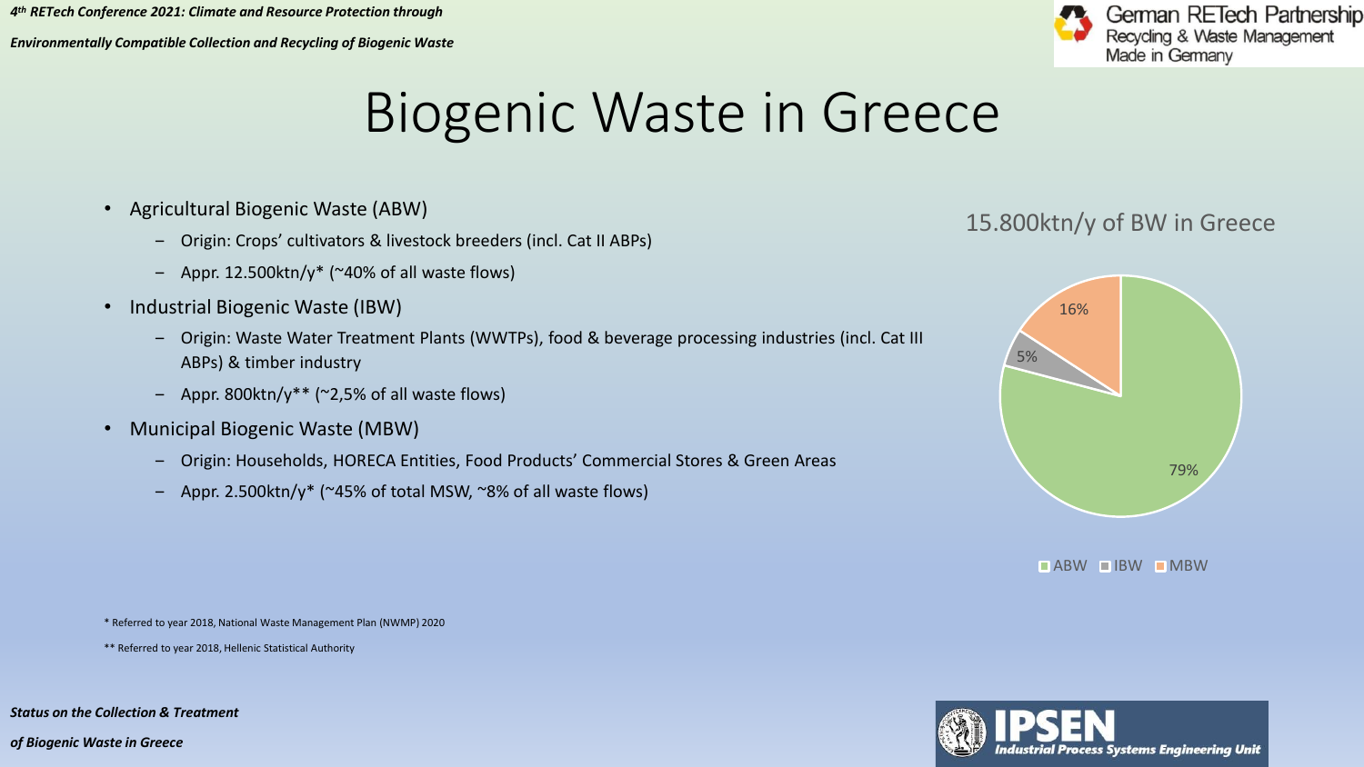# Biogenic Waste in Greece

- Agricultural Biogenic Waste (ABW)
  - Origin: Crops' cultivators & livestock breeders (incl. Cat II ABPs)
  - Appr. 12.500ktn/y* (~40% of all waste flows)
- Industrial Biogenic Waste (IBW)
  - Origin: Waste Water Treatment Plants (WWTPs), food & beverage processing industries (incl. Cat III ABPs) & timber industry
  - Appr. 800ktn/y** (~2,5% of all waste flows)
- Municipal Biogenic Waste (MBW)
  - Origin: Households, HORECA Entities, Food Products' Commercial Stores & Green Areas
  - Appr. 2.500ktn/y* (~45% of total MSW, ~8% of all waste flows)

15.800ktn/y of BW in Greece

| Category | Share |
|---|---|
| ABW | 79% |
| IBW | 5% |
| MBW | 16% |

\* Referred to year 2018, National Waste Management Plan (NWMP) 2020

\** Referred to year 2018, Hellenic Statistical Authority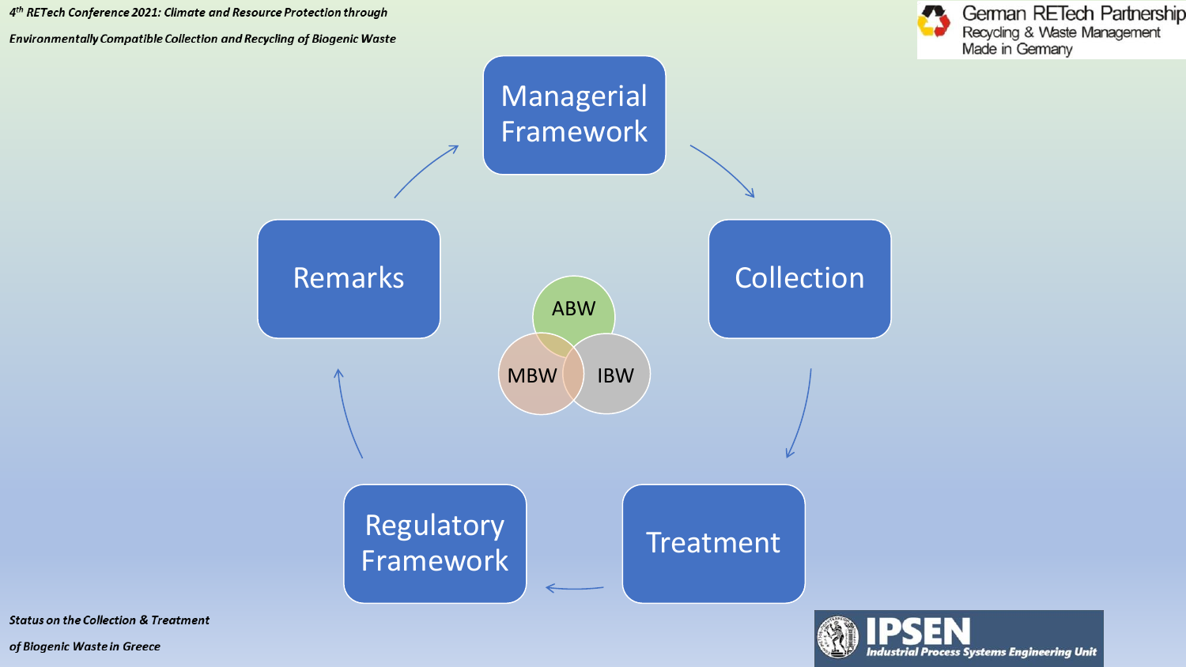Managerial Framework

Collection

Treatment

Regulatory Framework

Remarks

ABW

MBW

IBW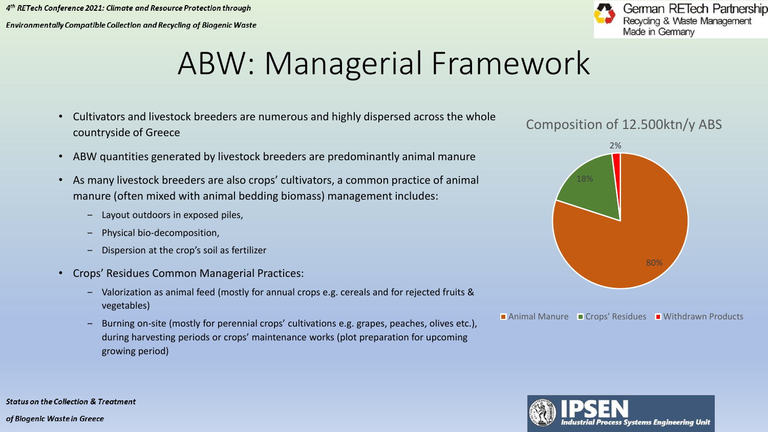# ABW: Managerial Framework

- Cultivators and livestock breeders are numerous and highly dispersed across the whole countryside of Greece
- ABW quantities generated by livestock breeders are predominantly animal manure
- As many livestock breeders are also crops' cultivators, a common practice of animal manure (often mixed with animal bedding biomass) management includes:
  - Layout outdoors in exposed piles,
  - Physical bio-decomposition,
  - Dispersion at the crop's soil as fertilizer
- Crops' Residues Common Managerial Practices:
  - Valorization as animal feed (mostly for annual crops e.g. cereals and for rejected fruits & vegetables)
  - Burning on-site (mostly for perennial crops' cultivations e.g. grapes, peaches, olives etc.), during harvesting periods or crops' maintenance works (plot preparation for upcoming growing period)

Composition of 12.500ktn/y ABS

| Category | Share |
| --- | --- |
| Animal Manure | 80% |
| Crops' Residues | 18% |
| Withdrawn Products | 2% |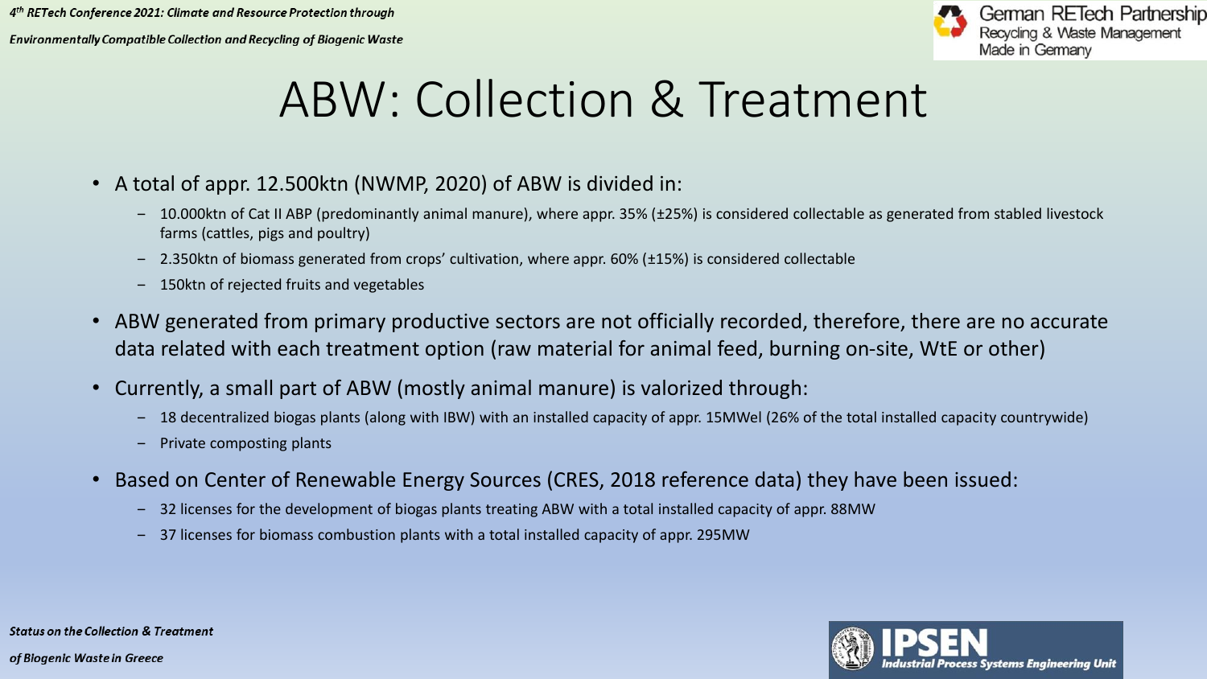# ABW: Collection & Treatment

- A total of appr. 12.500ktn (NWMP, 2020) of ABW is divided in:
  - 10.000ktn of Cat II ABP (predominantly animal manure), where appr. 35% (±25%) is considered collectable as generated from stabled livestock farms (cattles, pigs and poultry)
  - 2.350ktn of biomass generated from crops' cultivation, where appr. 60% (±15%) is considered collectable
  - 150ktn of rejected fruits and vegetables
- ABW generated from primary productive sectors are not officially recorded, therefore, there are no accurate data related with each treatment option (raw material for animal feed, burning on-site, WtE or other)
- Currently, a small part of ABW (mostly animal manure) is valorized through:
  - 18 decentralized biogas plants (along with IBW) with an installed capacity of appr. 15MWel (26% of the total installed capacity countrywide)
  - Private composting plants
- Based on Center of Renewable Energy Sources (CRES, 2018 reference data) they have been issued:
  - 32 licenses for the development of biogas plants treating ABW with a total installed capacity of appr. 88MW
  - 37 licenses for biomass combustion plants with a total installed capacity of appr. 295MW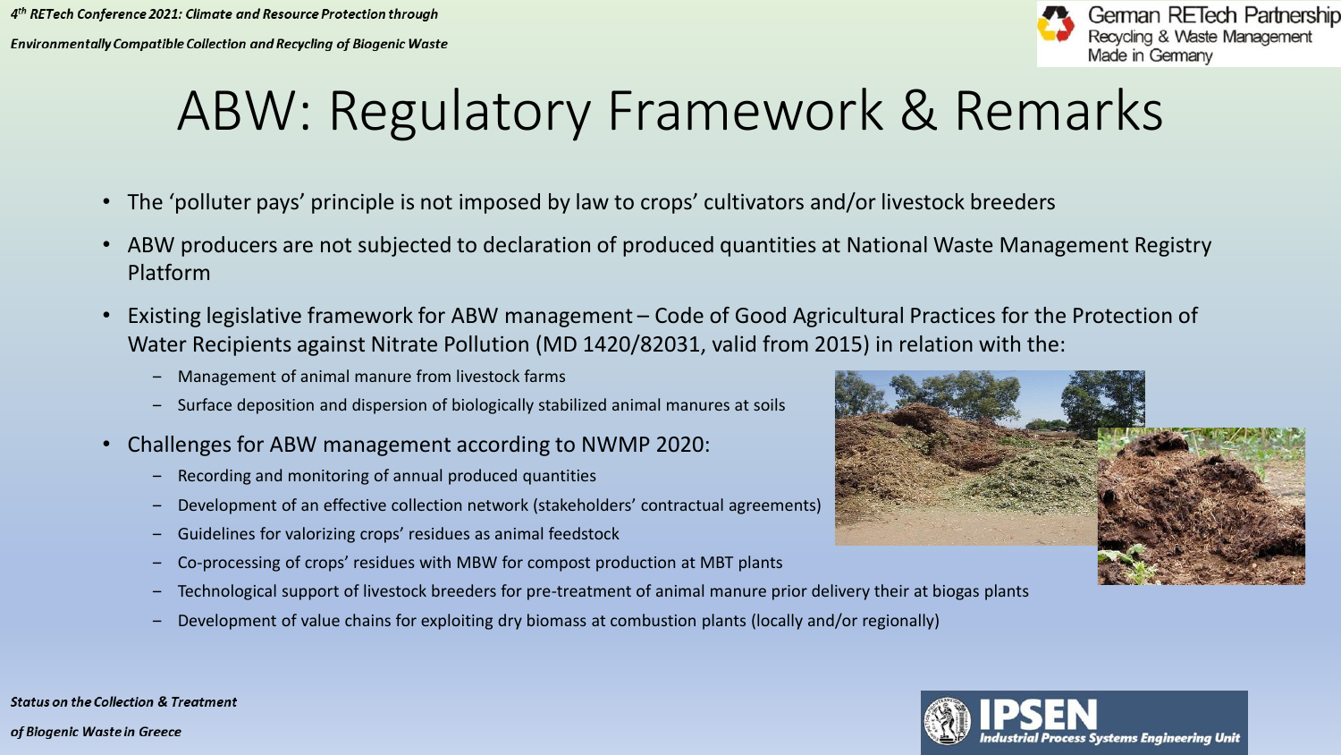# ABW: Regulatory Framework & Remarks

- The 'polluter pays' principle is not imposed by law to crops' cultivators and/or livestock breeders
- ABW producers are not subjected to declaration of produced quantities at National Waste Management Registry Platform
- Existing legislative framework for ABW management – Code of Good Agricultural Practices for the Protection of Water Recipients against Nitrate Pollution (MD 1420/82031, valid from 2015) in relation with the:
  - Management of animal manure from livestock farms
  - Surface deposition and dispersion of biologically stabilized animal manures at soils
- Challenges for ABW management according to NWMP 2020:
  - Recording and monitoring of annual produced quantities
  - Development of an effective collection network (stakeholders' contractual agreements)
  - Guidelines for valorizing crops' residues as animal feedstock
  - Co-processing of crops' residues with MBW for compost production at MBT plants
  - Technological support of livestock breeders for pre-treatment of animal manure prior delivery their at biogas plants
  - Development of value chains for exploiting dry biomass at combustion plants (locally and/or regionally)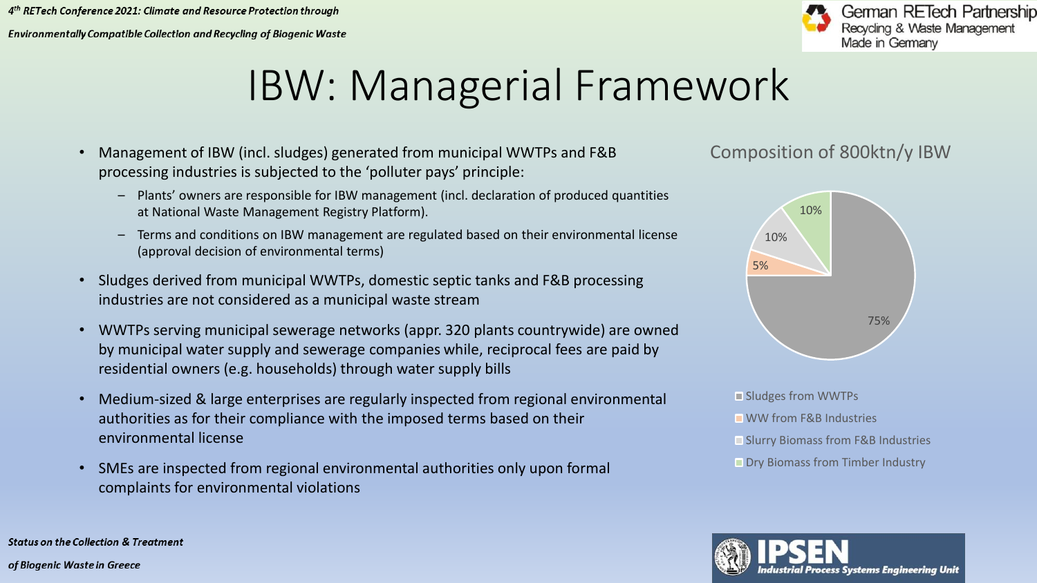# IBW: Managerial Framework

- Management of IBW (incl. sludges) generated from municipal WWTPs and F&B processing industries is subjected to the 'polluter pays' principle:
  - Plants' owners are responsible for IBW management (incl. declaration of produced quantities at National Waste Management Registry Platform).
  - Terms and conditions on IBW management are regulated based on their environmental license (approval decision of environmental terms)
- Sludges derived from municipal WWTPs, domestic septic tanks and F&B processing industries are not considered as a municipal waste stream
- WWTPs serving municipal sewerage networks (appr. 320 plants countrywide) are owned by municipal water supply and sewerage companies while, reciprocal fees are paid by residential owners (e.g. households) through water supply bills
- Medium-sized & large enterprises are regularly inspected from regional environmental authorities as for their compliance with the imposed terms based on their environmental license
- SMEs are inspected from regional environmental authorities only upon formal complaints for environmental violations

## Composition of 800ktn/y IBW

| Category | Share |
|---|---|
| Sludges from WWTPs | 75% |
| WW from F&B Industries | 5% |
| Slurry Biomass from F&B Industries | 10% |
| Dry Biomass from Timber Industry | 10% |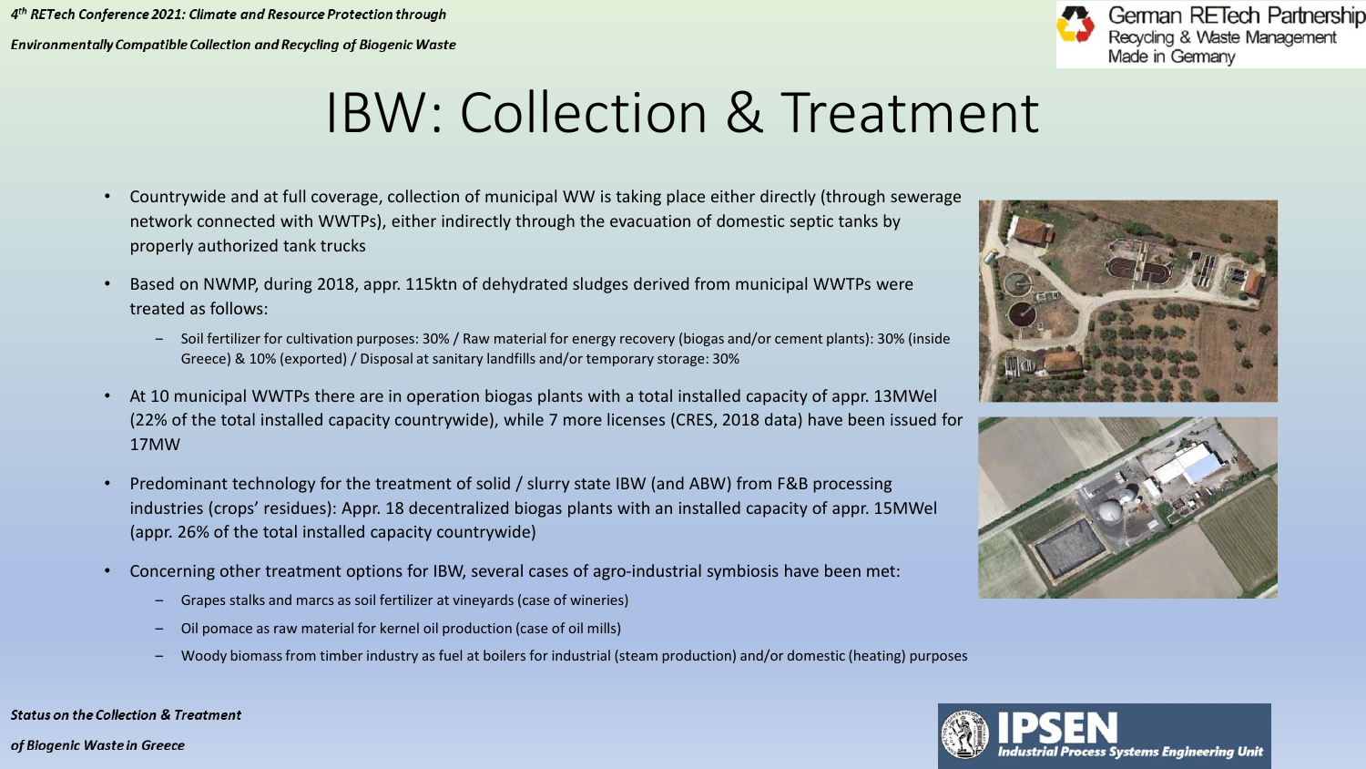# IBW: Collection & Treatment

- Countrywide and at full coverage, collection of municipal WW is taking place either directly (through sewerage network connected with WWTPs), either indirectly through the evacuation of domestic septic tanks by properly authorized tank trucks
- Based on NWMP, during 2018, appr. 115ktn of dehydrated sludges derived from municipal WWTPs were treated as follows:
  - Soil fertilizer for cultivation purposes: 30% / Raw material for energy recovery (biogas and/or cement plants): 30% (inside Greece) & 10% (exported) / Disposal at sanitary landfills and/or temporary storage: 30%
- At 10 municipal WWTPs there are in operation biogas plants with a total installed capacity of appr. 13MWel (22% of the total installed capacity countrywide), while 7 more licenses (CRES, 2018 data) have been issued for 17MW
- Predominant technology for the treatment of solid / slurry state IBW (and ABW) from F&B processing industries (crops' residues): Appr. 18 decentralized biogas plants with an installed capacity of appr. 15MWel (appr. 26% of the total installed capacity countrywide)
- Concerning other treatment options for IBW, several cases of agro-industrial symbiosis have been met:
  - Grapes stalks and marcs as soil fertilizer at vineyards (case of wineries)
  - Oil pomace as raw material for kernel oil production (case of oil mills)
  - Woody biomass from timber industry as fuel at boilers for industrial (steam production) and/or domestic (heating) purposes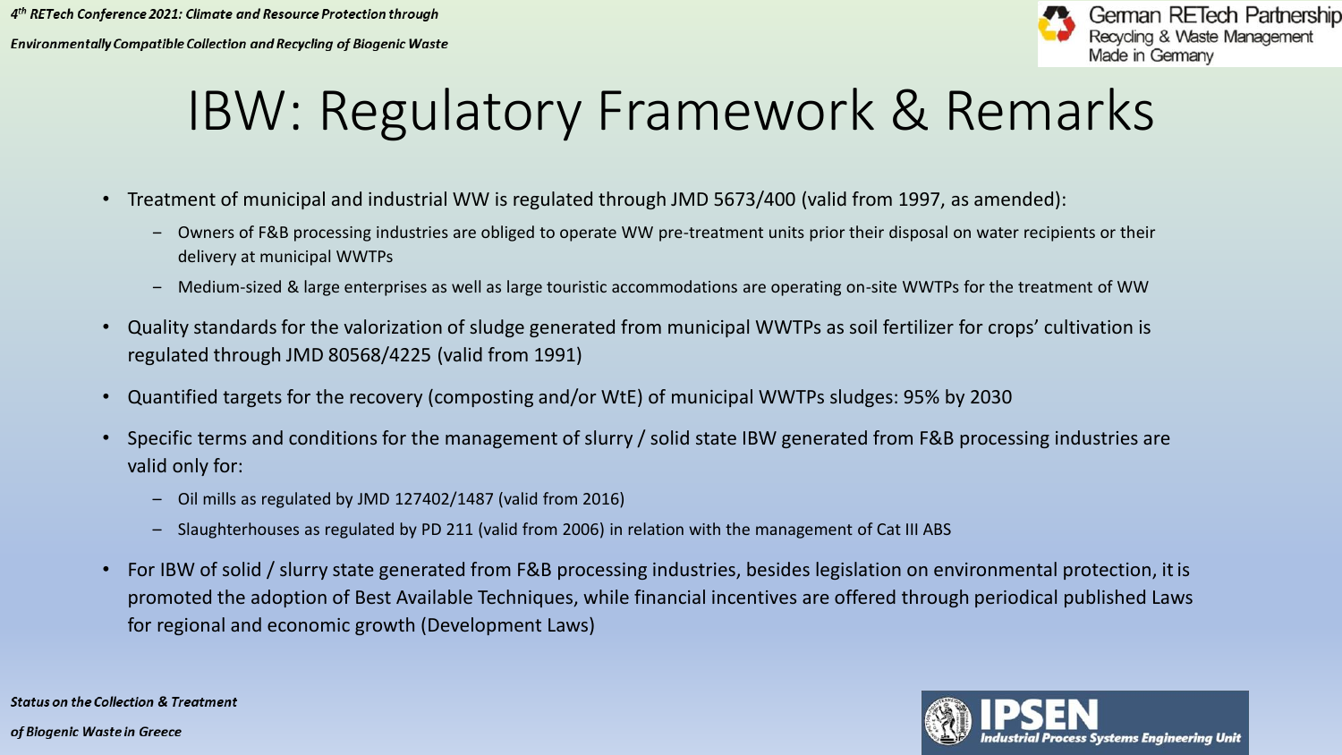# IBW: Regulatory Framework & Remarks

- Treatment of municipal and industrial WW is regulated through JMD 5673/400 (valid from 1997, as amended):
  - Owners of F&B processing industries are obliged to operate WW pre-treatment units prior their disposal on water recipients or their delivery at municipal WWTPs
  - Medium-sized & large enterprises as well as large touristic accommodations are operating on-site WWTPs for the treatment of WW
- Quality standards for the valorization of sludge generated from municipal WWTPs as soil fertilizer for crops' cultivation is regulated through JMD 80568/4225 (valid from 1991)
- Quantified targets for the recovery (composting and/or WtE) of municipal WWTPs sludges: 95% by 2030
- Specific terms and conditions for the management of slurry / solid state IBW generated from F&B processing industries are valid only for:
  - Oil mills as regulated by JMD 127402/1487 (valid from 2016)
  - Slaughterhouses as regulated by PD 211 (valid from 2006) in relation with the management of Cat III ABS
- For IBW of solid / slurry state generated from F&B processing industries, besides legislation on environmental protection, it is promoted the adoption of Best Available Techniques, while financial incentives are offered through periodical published Laws for regional and economic growth (Development Laws)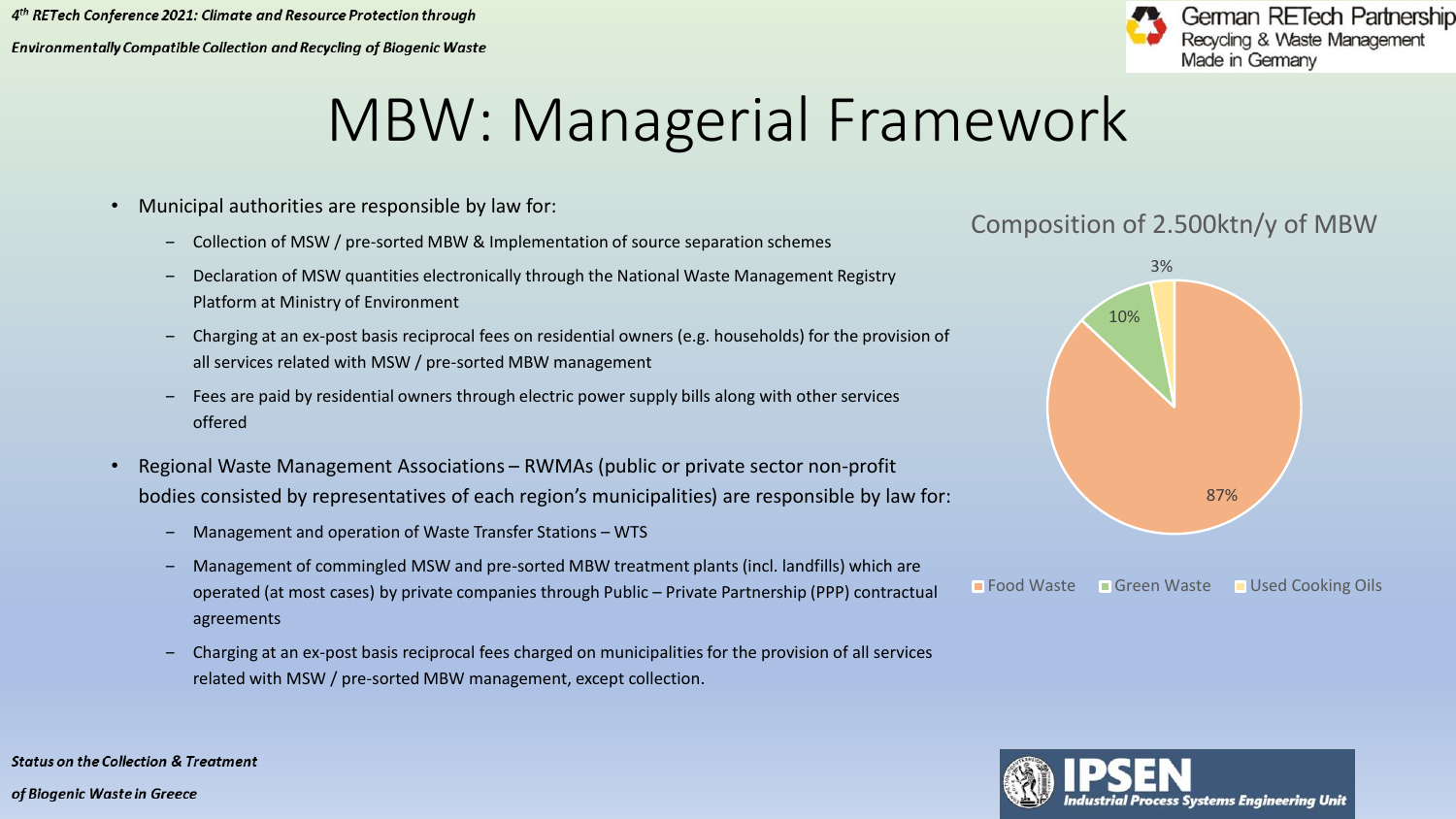# MBW: Managerial Framework

- Municipal authorities are responsible by law for:
  - Collection of MSW / pre-sorted MBW & Implementation of source separation schemes
  - Declaration of MSW quantities electronically through the National Waste Management Registry Platform at Ministry of Environment
  - Charging at an ex-post basis reciprocal fees on residential owners (e.g. households) for the provision of all services related with MSW / pre-sorted MBW management
  - Fees are paid by residential owners through electric power supply bills along with other services offered
- Regional Waste Management Associations – RWMAs (public or private sector non-profit bodies consisted by representatives of each region's municipalities) are responsible by law for:
  - Management and operation of Waste Transfer Stations – WTS
  - Management of commingled MSW and pre-sorted MBW treatment plants (incl. landfills) which are operated (at most cases) by private companies through Public – Private Partnership (PPP) contractual agreements
  - Charging at an ex-post basis reciprocal fees charged on municipalities for the provision of all services related with MSW / pre-sorted MBW management, except collection.

**Composition of 2.500ktn/y of MBW**

| Category | Share |
|---|---|
| Food Waste | 87% |
| Green Waste | 10% |
| Used Cooking Oils | 3% |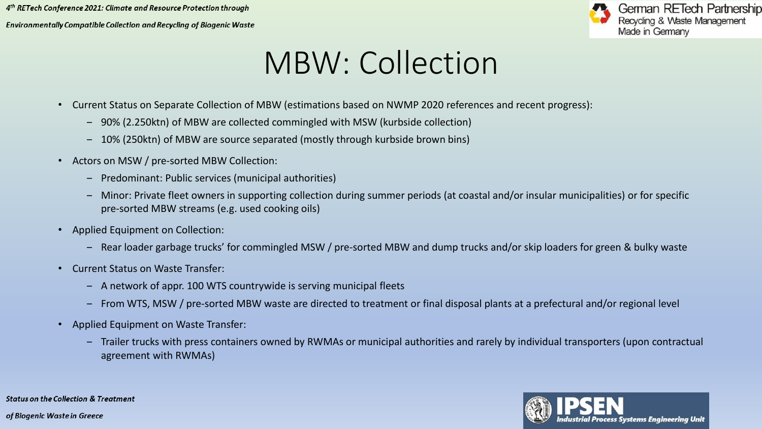# MBW: Collection

- Current Status on Separate Collection of MBW (estimations based on NWMP 2020 references and recent progress):
  - 90% (2.250ktn) of MBW are collected commingled with MSW (kurbside collection)
  - 10% (250ktn) of MBW are source separated (mostly through kurbside brown bins)
- Actors on MSW / pre-sorted MBW Collection:
  - Predominant: Public services (municipal authorities)
  - Minor: Private fleet owners in supporting collection during summer periods (at coastal and/or insular municipalities) or for specific pre-sorted MBW streams (e.g. used cooking oils)
- Applied Equipment on Collection:
  - Rear loader garbage trucks' for commingled MSW / pre-sorted MBW and dump trucks and/or skip loaders for green & bulky waste
- Current Status on Waste Transfer:
  - A network of appr. 100 WTS countrywide is serving municipal fleets
  - From WTS, MSW / pre-sorted MBW waste are directed to treatment or final disposal plants at a prefectural and/or regional level
- Applied Equipment on Waste Transfer:
  - Trailer trucks with press containers owned by RWMAs or municipal authorities and rarely by individual transporters (upon contractual agreement with RWMAs)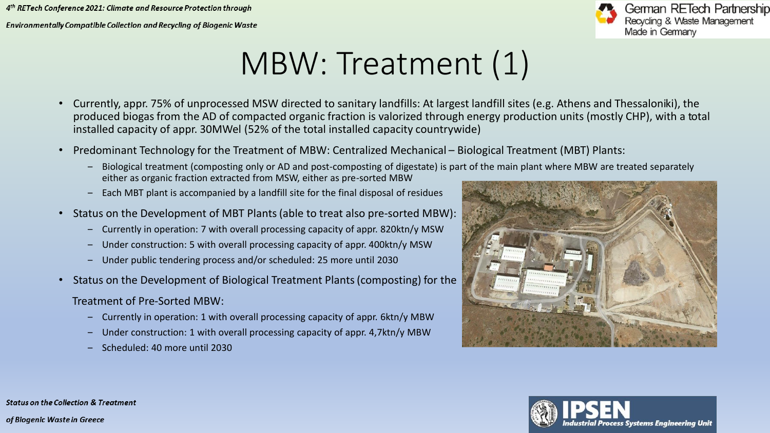# MBW: Treatment (1)

- Currently, appr. 75% of unprocessed MSW directed to sanitary landfills: At largest landfill sites (e.g. Athens and Thessaloniki), the produced biogas from the AD of compacted organic fraction is valorized through energy production units (mostly CHP), with a total installed capacity of appr. 30MWel (52% of the total installed capacity countrywide)
- Predominant Technology for the Treatment of MBW: Centralized Mechanical – Biological Treatment (MBT) Plants:
  - Biological treatment (composting only or AD and post-composting of digestate) is part of the main plant where MBW are treated separately either as organic fraction extracted from MSW, either as pre-sorted MBW
  - Each MBT plant is accompanied by a landfill site for the final disposal of residues
- Status on the Development of MBT Plants (able to treat also pre-sorted MBW):
  - Currently in operation: 7 with overall processing capacity of appr. 820ktn/y MSW
  - Under construction: 5 with overall processing capacity of appr. 400ktn/y MSW
  - Under public tendering process and/or scheduled: 25 more until 2030
- Status on the Development of Biological Treatment Plants (composting) for the Treatment of Pre-Sorted MBW:
  - Currently in operation: 1 with overall processing capacity of appr. 6ktn/y MBW
  - Under construction: 1 with overall processing capacity of appr. 4,7ktn/y MBW
  - Scheduled: 40 more until 2030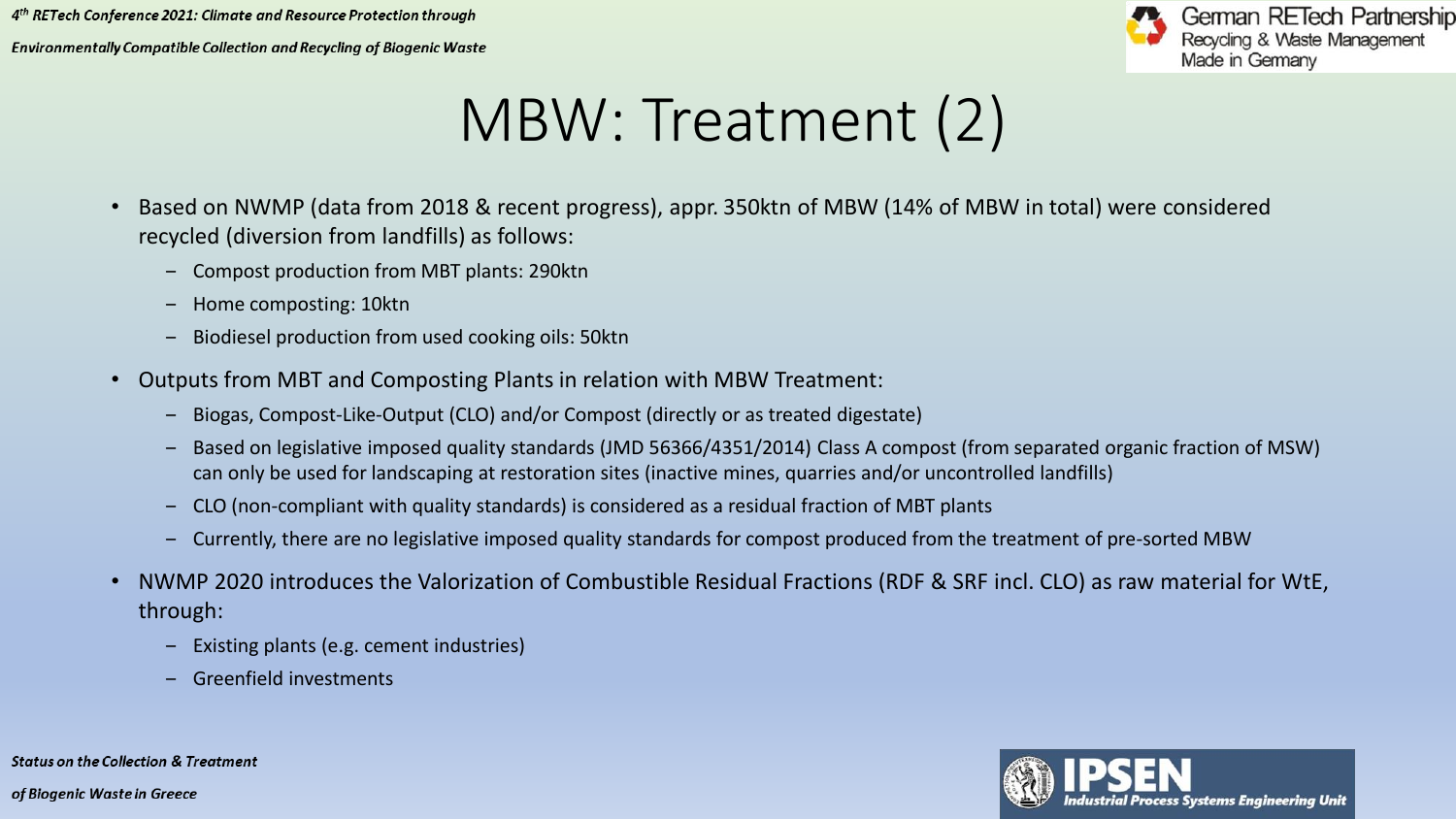# MBW: Treatment (2)

- Based on NWMP (data from 2018 & recent progress), appr. 350ktn of MBW (14% of MBW in total) were considered recycled (diversion from landfills) as follows:
  - Compost production from MBT plants: 290ktn
  - Home composting: 10ktn
  - Biodiesel production from used cooking oils: 50ktn
- Outputs from MBT and Composting Plants in relation with MBW Treatment:
  - Biogas, Compost-Like-Output (CLO) and/or Compost (directly or as treated digestate)
  - Based on legislative imposed quality standards (JMD 56366/4351/2014) Class A compost (from separated organic fraction of MSW) can only be used for landscaping at restoration sites (inactive mines, quarries and/or uncontrolled landfills)
  - CLO (non-compliant with quality standards) is considered as a residual fraction of MBT plants
  - Currently, there are no legislative imposed quality standards for compost produced from the treatment of pre-sorted MBW
- NWMP 2020 introduces the Valorization of Combustible Residual Fractions (RDF & SRF incl. CLO) as raw material for WtE, through:
  - Existing plants (e.g. cement industries)
  - Greenfield investments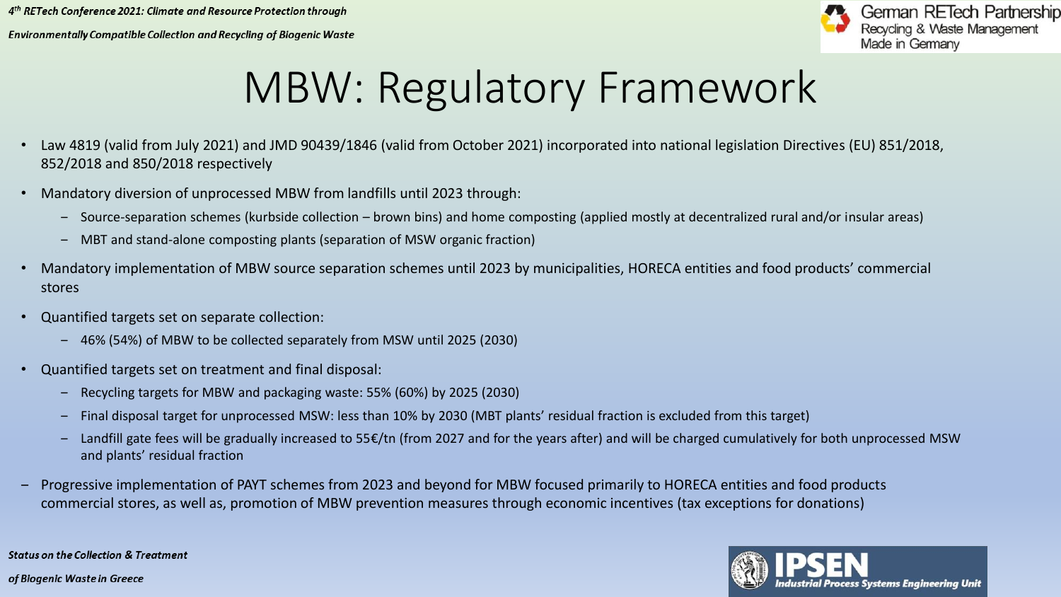# MBW: Regulatory Framework

- Law 4819 (valid from July 2021) and JMD 90439/1846 (valid from October 2021) incorporated into national legislation Directives (EU) 851/2018, 852/2018 and 850/2018 respectively
- Mandatory diversion of unprocessed MBW from landfills until 2023 through:
  - Source-separation schemes (kurbside collection – brown bins) and home composting (applied mostly at decentralized rural and/or insular areas)
  - MBT and stand-alone composting plants (separation of MSW organic fraction)
- Mandatory implementation of MBW source separation schemes until 2023 by municipalities, HORECA entities and food products' commercial stores
- Quantified targets set on separate collection:
  - 46% (54%) of MBW to be collected separately from MSW until 2025 (2030)
- Quantified targets set on treatment and final disposal:
  - Recycling targets for MBW and packaging waste: 55% (60%) by 2025 (2030)
  - Final disposal target for unprocessed MSW: less than 10% by 2030 (MBT plants' residual fraction is excluded from this target)
  - Landfill gate fees will be gradually increased to 55€/tn (from 2027 and for the years after) and will be charged cumulatively for both unprocessed MSW and plants' residual fraction
- Progressive implementation of PAYT schemes from 2023 and beyond for MBW focused primarily to HORECA entities and food products commercial stores, as well as, promotion of MBW prevention measures through economic incentives (tax exceptions for donations)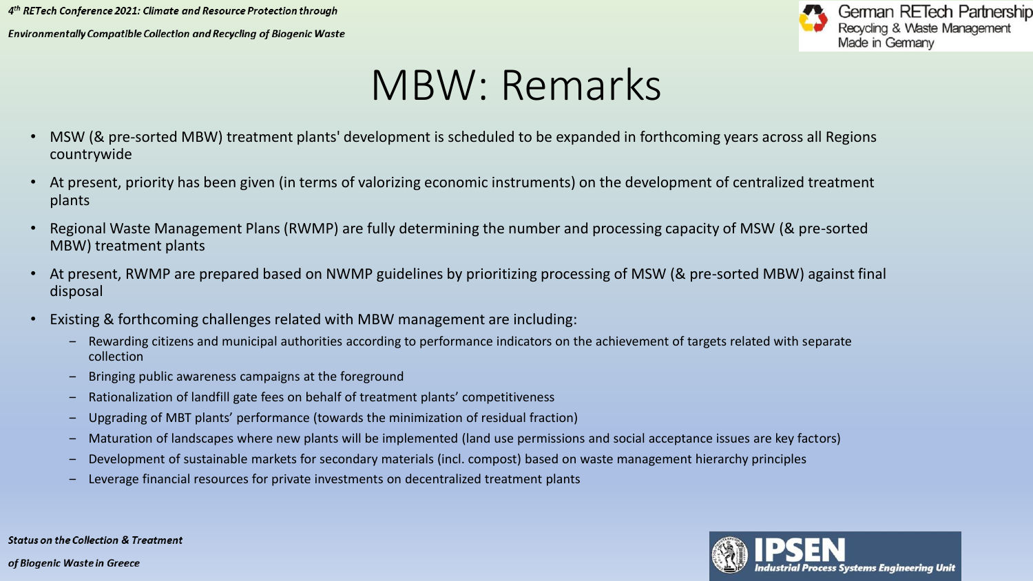# MBW: Remarks

- MSW (& pre-sorted MBW) treatment plants' development is scheduled to be expanded in forthcoming years across all Regions countrywide
- At present, priority has been given (in terms of valorizing economic instruments) on the development of centralized treatment plants
- Regional Waste Management Plans (RWMP) are fully determining the number and processing capacity of MSW (& pre-sorted MBW) treatment plants
- At present, RWMP are prepared based on NWMP guidelines by prioritizing processing of MSW (& pre-sorted MBW) against final disposal
- Existing & forthcoming challenges related with MBW management are including:
  - Rewarding citizens and municipal authorities according to performance indicators on the achievement of targets related with separate collection
  - Bringing public awareness campaigns at the foreground
  - Rationalization of landfill gate fees on behalf of treatment plants’ competitiveness
  - Upgrading of MBT plants’ performance (towards the minimization of residual fraction)
  - Maturation of landscapes where new plants will be implemented (land use permissions and social acceptance issues are key factors)
  - Development of sustainable markets for secondary materials (incl. compost) based on waste management hierarchy principles
  - Leverage financial resources for private investments on decentralized treatment plants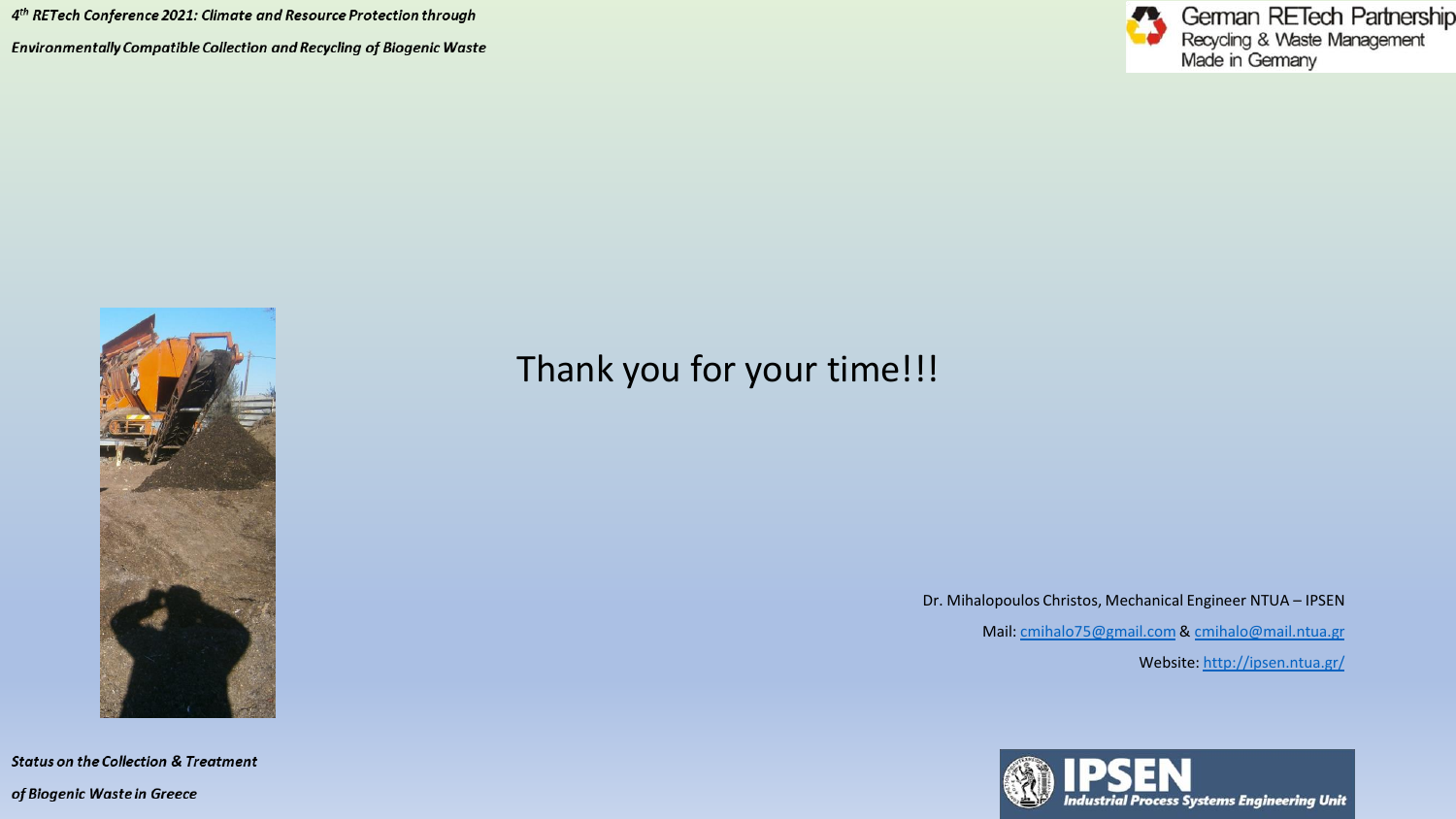Thank you for your time!!!

Dr. Mihalopoulos Christos, Mechanical Engineer NTUA – IPSEN

Mail: cmihalo75@gmail.com & cmihalo@mail.ntua.gr

Website: http://ipsen.ntua.gr/